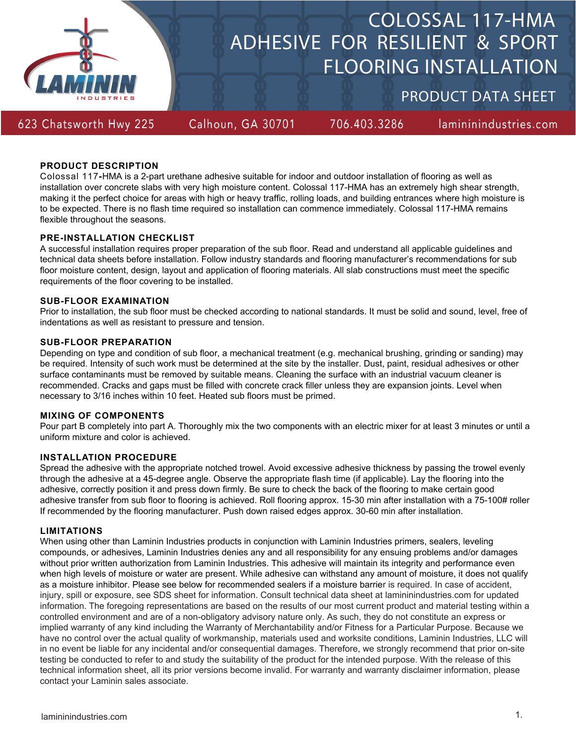# COLOSSAL 117-HMA ADHESIVE FOR RESILIENT & SPORT FLOORING INSTALLATION

## PRODUCT DATA SHEET

623 Chatsworth Hwy 225 Calhoun, GA 30701 706.403.3286 lamininindustries.com

### PRODUCT DESCRIPTION

Colossal 117-HMA is a 2-part urethane adhesive suitable for indoor and outdoor installation of flooring as well as installation over concrete slabs with very high moisture content. Colossal 117-HMA has an extremely high shear strength, making it the perfect choice for areas with high or heavy traffic, rolling loads, and building entrances where high moisture is to be expected. There is no flash time required so installation can commence immediately. Colossal 117-HMA remains flexible throughout the seasons.

### PRE-INSTALLATION CHECKLIST

A successful installation requires proper preparation of the sub floor. Read and understand all applicable guidelines and technical data sheets before installation. Follow industry standards and flooring manufacturer's recommendations for sub floor moisture content, design, layout and application of flooring materials. All slab constructions must meet the specific requirements of the floor covering to be installed.

### SUB-FLOOR EXAMINATION

Prior to installation, the sub floor must be checked according to national standards. It must be solid and sound, level, free of indentations as well as resistant to pressure and tension.

### SUB-FLOOR PREPARATION

Depending on type and condition of sub floor, a mechanical treatment (e.g. mechanical brushing, grinding or sanding) may be required. Intensity of such work must be determined at the site by the installer. Dust, paint, residual adhesives or other surface contaminants must be removed by suitable means. Cleaning the surface with an industrial vacuum cleaner is recommended. Cracks and gaps must be filled with concrete crack filler unless they are expansion joints. Level when necessary to 3/16 inches within 10 feet. Heated sub floors must be primed.

### MIXING OF COMPONENTS

Pour part B completely into part A. Thoroughly mix the two components with an electric mixer for at least 3 minutes or until a uniform mixture and color is achieved.

### INSTALLATION PROCEDURE

Spread the adhesive with the appropriate notched trowel. Avoid excessive adhesive thickness by passing the trowel evenly through the adhesive at a 45-degree angle. Observe the appropriate flash time (if applicable). Lay the flooring into the adhesive, correctly position it and press down firmly. Be sure to check the back of the flooring to make certain good adhesive transfer from sub floor to flooring is achieved. Roll flooring approx. 15-30 min after installation with a 75-100# roller If recommended by the flooring manufacturer. Push down raised edges approx. 30-60 min after installation.

### LIMITATIONS

When using other than Laminin Industries products in conjunction with Laminin Industries primers, sealers, leveling compounds, or adhesives, Laminin Industries denies any and all responsibility for any ensuing problems and/or damages without prior written authorization from Laminin Industries. This adhesive will maintain its integrity and performance even when high levels of moisture or water are present. While adhesive can withstand any amount of moisture, it does not qualify as a moisture inhibitor. Please see below for recommended sealers if a moisture barrier is required. In case of accident, injury, spill or exposure, see SDS sheet for information. Consult technical data sheet at lamininindustries.com for updated information. The foregoing representations are based on the results of our most current product and material testing within a controlled environment and are of a non-obligatory advisory nature only. As such, they do not constitute an express or implied warranty of any kind including the Warranty of Merchantability and/or Fitness for a Particular Purpose. Because we have no control over the actual quality of workmanship, materials used and worksite conditions, Laminin Industries, LLC will in no event be liable for any incidental and/or consequential damages. Therefore, we strongly recommend that prior on-site testing be conducted to refer to and study the suitability of the product for the intended purpose. With the release of this technical information sheet, all its prior versions become invalid. For warranty and warranty disclaimer information, please contact your Laminin sales associate.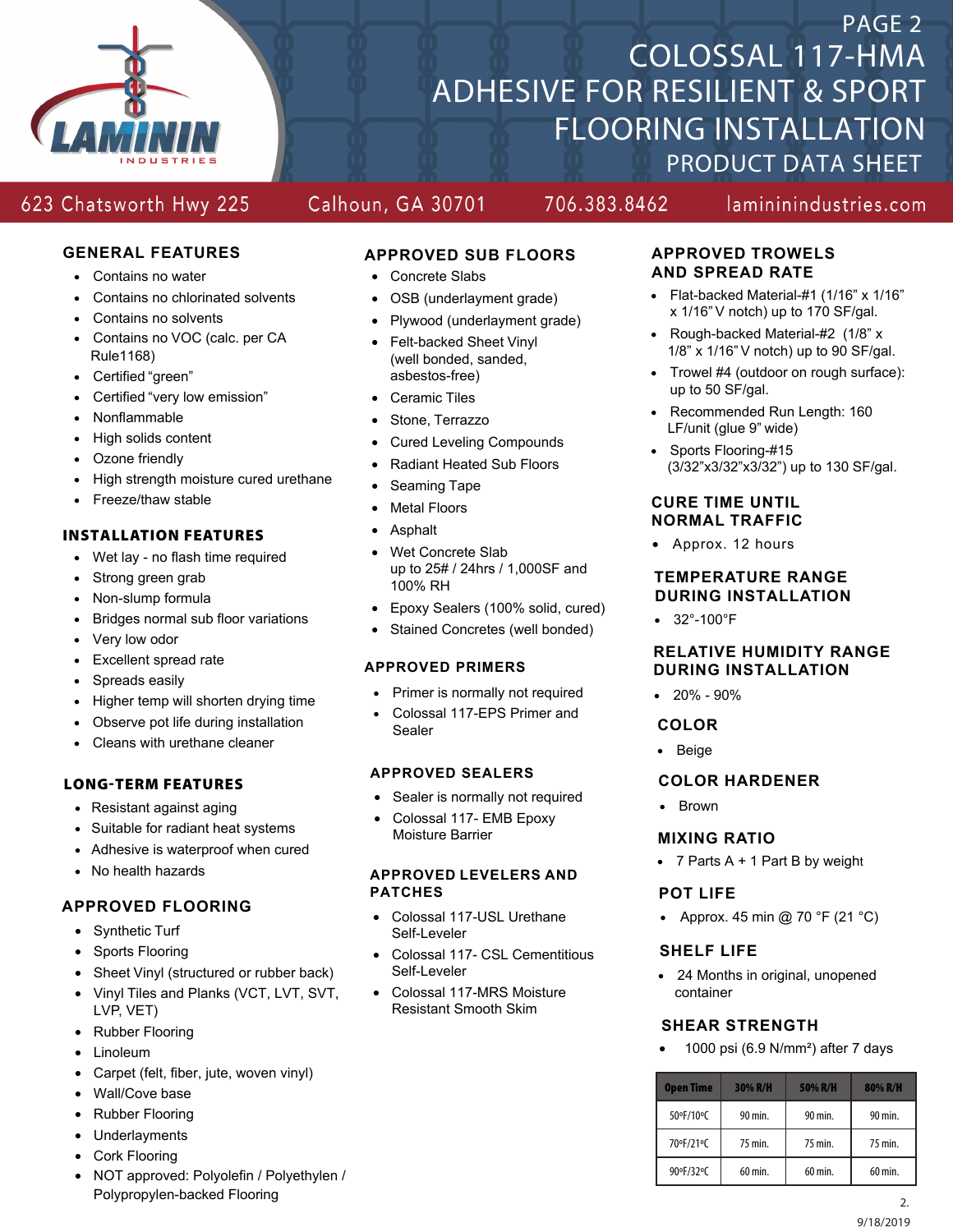# COLOSSAL 117-HMA ADHESIVE FOR RESILIENT & SPORT FLOORING INSTALLATION

## PRODUCT DATA SHEET

623 Chatsworth Hwy 225 Calhoun, GA 30701 706.383.8462 lamininindustries.com

## GENERAL FEATURES

- Contains no water
- Contains no chlorinated solvents
- Contains no solvents
- Contains no VOC (calc. per CA Rule1168)
- Certified "green"
- Certified "very low emission"
- Nonflammable
- High solids content
- Ozone friendly
- High strength moisture cured urethane
- Freeze/thaw stable

## INSTALLATION FEATURES

- Wet lay - no flash time required
- Strong green grab
- Non-slump formula
- Bridges normal sub floor variations
- Very low odor
- Excellent spread rate
- Spreads easily
- Higher temp will shorten drying time
- Observe pot life during installation
- Cleans with urethane cleaner

## LONG-TERM FEATURES

- Resistant against aging
- Suitable for radiant heat systems
- Adhesive is waterproof when cured
- No health hazards

## APPROVED FLOORING

- Synthetic Turf
- Sports Flooring
- Sheet Vinyl (structured or rubber back)
- Vinyl Tiles and Planks (VCT, LVT, SVT, LVP, VET)
- Rubber Flooring
- Linoleum
- Carpet (felt, fiber, jute, woven vinyl)
- Wall/Cove base
- Rubber Flooring
- Underlayments
- Cork Flooring
- NOT approved: Polyolefin / Polyethylen / Polypropylen-backed Flooring

## APPROVED SUB FLOORS

- Concrete Slabs
- OSB (underlayment grade)
- Plywood (underlayment grade)
- Felt-backed Sheet Vinyl (well bonded, sanded, asbestos-free)
- Ceramic Tiles
- Stone, Terrazzo
- Cured Leveling Compounds
- Radiant Heated Sub Floors
- Seaming Tape
- Metal Floors
- Asphalt
- Wet Concrete Slab up to 25# / 24hrs / 1,000SF and 100% RH
- Epoxy Sealers (100% solid, cured)
- Stained Concretes (well bonded)

## APPROVED PRIMERS

- Primer is normally not required
- Colossal 117-EPS Primer and Sealer

## APPROVED SEALERS

- Sealer is normally not required
- Colossal 117- EMB Epoxy Moisture Barrier

## APPROVED LEVELERS AND PATCHES

- Colossal 117-USL Urethane Self-Leveler
- Colossal 117- CSL Cementitious Self-Leveler
- Colossal 117-MRS Moisture Resistant Smooth Skim

## APPROVED TROWELS AND SPREAD RATE

- Flat-backed Material-#1 (1/16" x 1/16" x 1/16" V notch) up to 170 SF/gal.
- Rough-backed Material-#2 (1/8" x 1/8" x 1/16" V notch) up to 90 SF/gal.
- Trowel #4 (outdoor on rough surface): up to 50 SF/gal.
- Recommended Run Length: 160 LF/unit (glue 9" wide)
- Sports Flooring-#15 (3/32"x3/32"x3/32") up to 130 SF/gal.

## CURE TIME UNTIL NORMAL TRAFFIC

- Approx. 12 hours

## TEMPERATURE RANGE DURING INSTALLATION

- 32°-100°F

## RELATIVE HUMIDITY RANGE DURING INSTALLATION

- 20% - 90%

## COLOR

- Beige

## COLOR HARDENER

- Brown

## MIXING RATIO

- 7 Parts A + 1 Part B by weight

## POT LIFE

- Approx. 45 min @ 70 °F (21 °C)

## SHELF LIFE

- 24 Months in original, unopened container

## SHEAR STRENGTH

- 1000 psi (6.9 N/mm²) after 7 days

| Open Time | 30% R/H | 50% R/H | 80% R/H |
|---|---|---|---|
| 50ºF/10ºC | 90 min. | 90 min. | 90 min. |
| 70ºF/21ºC | 75 min. | 75 min. | 75 min. |
| 90ºF/32ºC | 60 min. | 60 min. | 60 min. |

9/18/2019